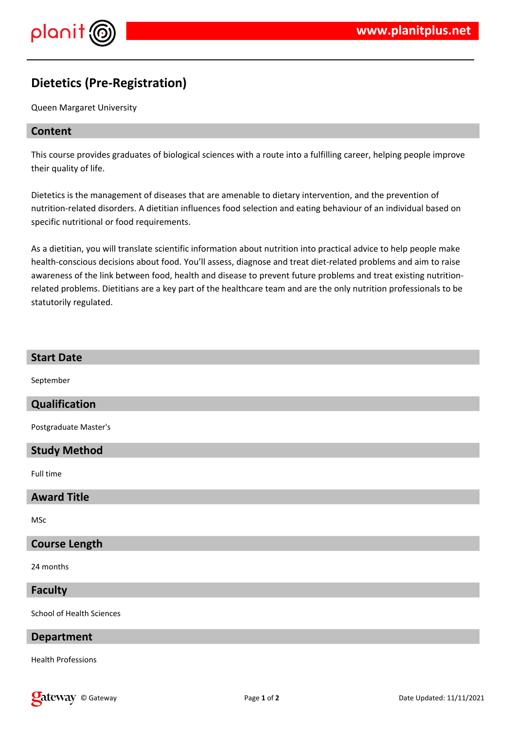# Dietetics (Pre-Registration)

Queen Margaret University

## Content

This course provides graduates of biological sciences with a route into a fulfilling career, helping people improve their quality of life.

Dietetics is the management of diseases that are amenable to dietary intervention, and the prevention of nutrition-related disorders. A dietitian influences food selection and eating behaviour of an individual based on specific nutritional or food requirements.

As a dietitian, you will translate scientific information about nutrition into practical advice to help people make health-conscious decisions about food. You'll assess, diagnose and treat diet-related problems and aim to raise awareness of the link between food, health and disease to prevent future problems and treat existing nutrition-related problems. Dietitians are a key part of the healthcare team and are the only nutrition professionals to be statutorily regulated.

## Start Date

September

## Qualification

Postgraduate Master's

## Study Method

Full time

## Award Title

MSc

## Course Length

24 months

## Faculty

School of Health Sciences

## Department

Health Professions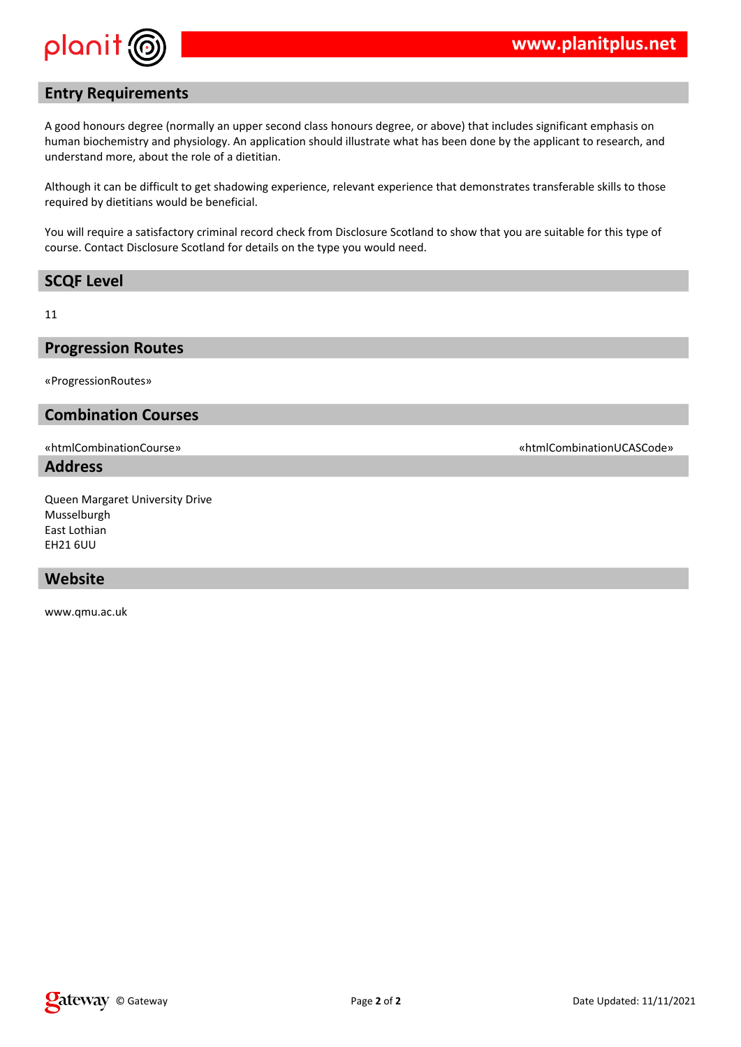## Entry Requirements

A good honours degree (normally an upper second class honours degree, or above) that includes significant emphasis on human biochemistry and physiology. An application should illustrate what has been done by the applicant to research, and understand more, about the role of a dietitian.

Although it can be difficult to get shadowing experience, relevant experience that demonstrates transferable skills to those required by dietitians would be beneficial.

You will require a satisfactory criminal record check from Disclosure Scotland to show that you are suitable for this type of course. Contact Disclosure Scotland for details on the type you would need.

## SCQF Level

11

## Progression Routes

«ProgressionRoutes»

## Combination Courses

«htmlCombinationCourse» «htmlCombinationUCASCode»

## Address

Queen Margaret University Drive
Musselburgh
East Lothian
EH21 6UU

## Website

www.qmu.ac.uk